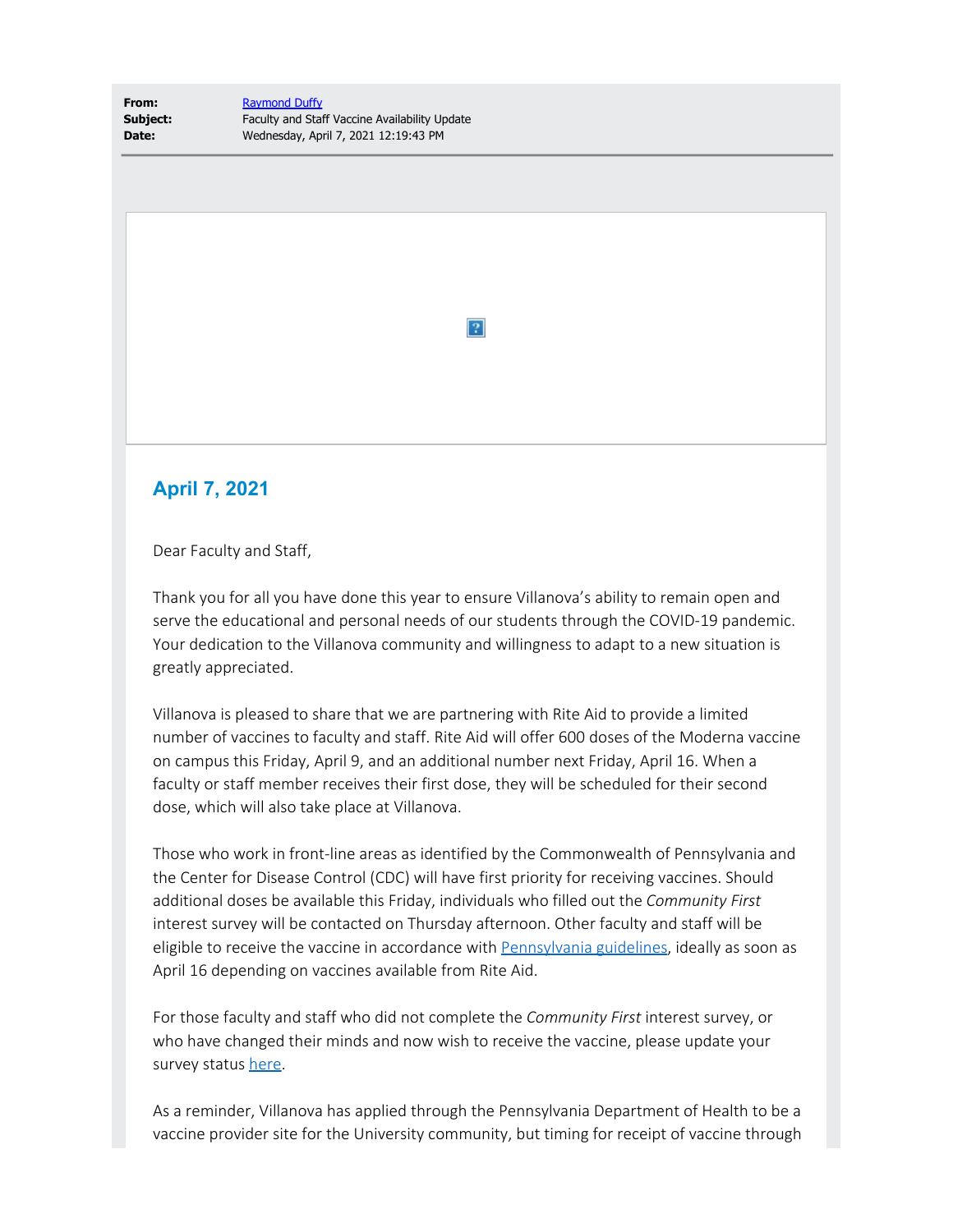**From:** [Raymond Duffy]
**Subject:** Faculty and Staff Vaccine Availability Update
**Date:** Wednesday, April 7, 2021 12:19:43 PM

## April 7, 2021

Dear Faculty and Staff,

Thank you for all you have done this year to ensure Villanova's ability to remain open and serve the educational and personal needs of our students through the COVID-19 pandemic. Your dedication to the Villanova community and willingness to adapt to a new situation is greatly appreciated.

Villanova is pleased to share that we are partnering with Rite Aid to provide a limited number of vaccines to faculty and staff. Rite Aid will offer 600 doses of the Moderna vaccine on campus this Friday, April 9, and an additional number next Friday, April 16. When a faculty or staff member receives their first dose, they will be scheduled for their second dose, which will also take place at Villanova.

Those who work in front-line areas as identified by the Commonwealth of Pennsylvania and the Center for Disease Control (CDC) will have first priority for receiving vaccines. Should additional doses be available this Friday, individuals who filled out the *Community First* interest survey will be contacted on Thursday afternoon. Other faculty and staff will be eligible to receive the vaccine in accordance with [Pennsylvania guidelines], ideally as soon as April 16 depending on vaccines available from Rite Aid.

For those faculty and staff who did not complete the *Community First* interest survey, or who have changed their minds and now wish to receive the vaccine, please update your survey status [here].

As a reminder, Villanova has applied through the Pennsylvania Department of Health to be a vaccine provider site for the University community, but timing for receipt of vaccine through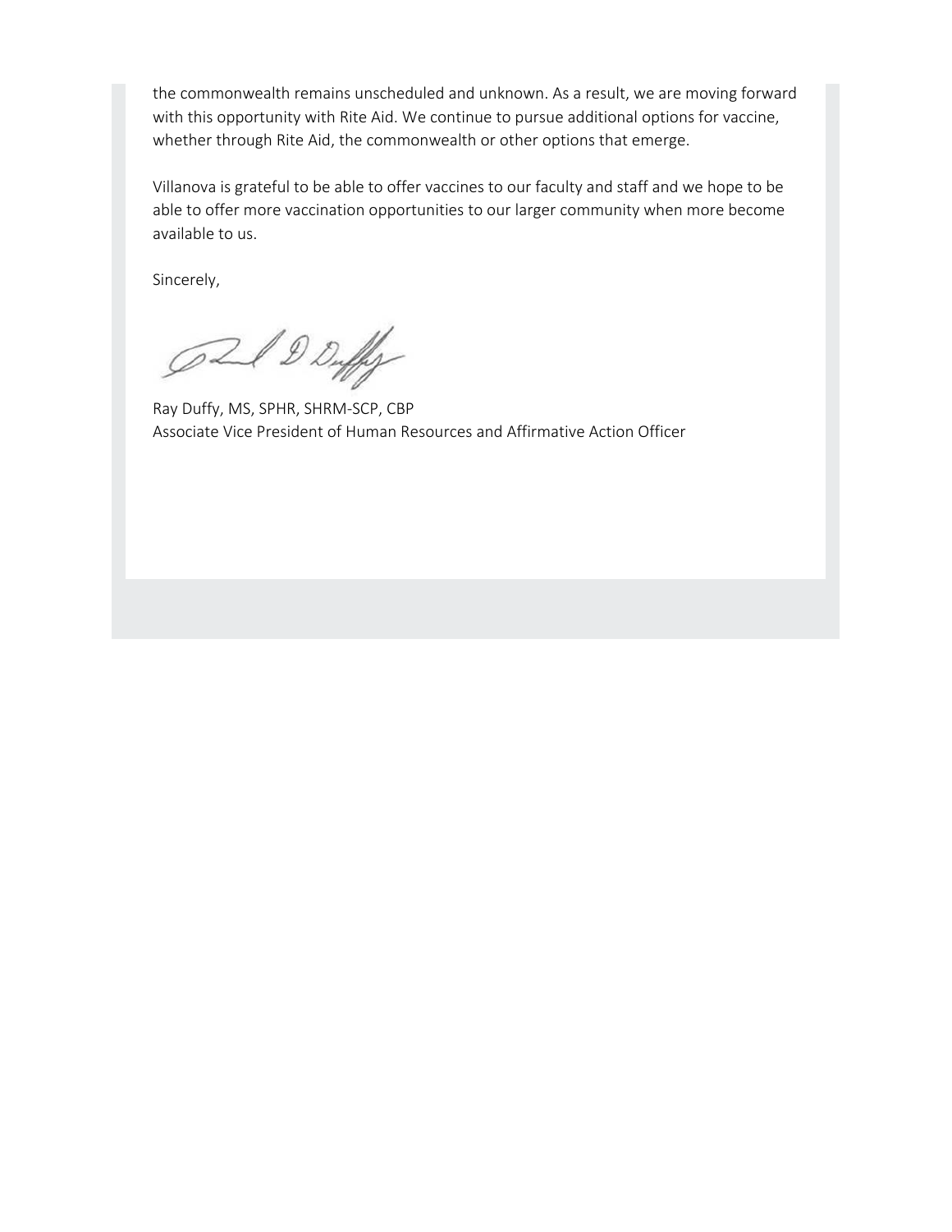the commonwealth remains unscheduled and unknown. As a result, we are moving forward with this opportunity with Rite Aid. We continue to pursue additional options for vaccine, whether through Rite Aid, the commonwealth or other options that emerge.

Villanova is grateful to be able to offer vaccines to our faculty and staff and we hope to be able to offer more vaccination opportunities to our larger community when more become available to us.

Sincerely,

Ray Duffy, MS, SPHR, SHRM-SCP, CBP
Associate Vice President of Human Resources and Affirmative Action Officer